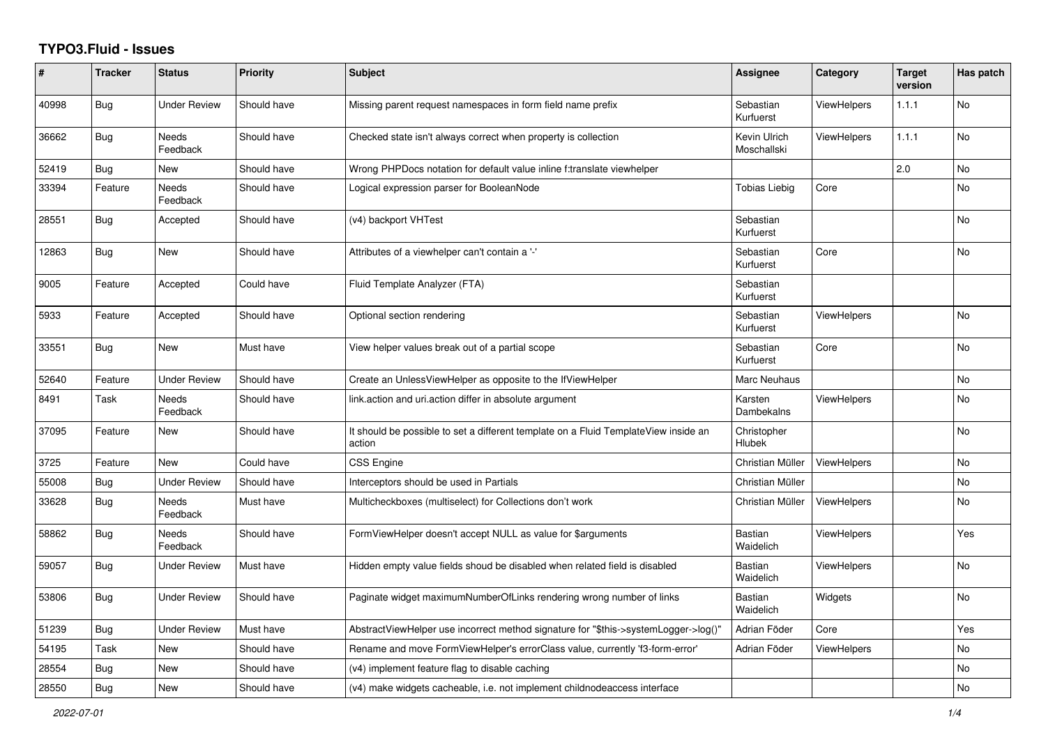# TYPO3.Fluid - Issues

| # | Tracker | Status | Priority | Subject | Assignee | Category | Target version | Has patch |
|---|---|---|---|---|---|---|---|---|
| 40998 | Bug | Under Review | Should have | Missing parent request namespaces in form field name prefix | Sebastian Kurfuerst | ViewHelpers | 1.1.1 | No |
| 36662 | Bug | Needs Feedback | Should have | Checked state isn't always correct when property is collection | Kevin Ulrich Moschallski | ViewHelpers | 1.1.1 | No |
| 52419 | Bug | New | Should have | Wrong PHPDocs notation for default value inline f:translate viewhelper | | | 2.0 | No |
| 33394 | Feature | Needs Feedback | Should have | Logical expression parser for BooleanNode | Tobias Liebig | Core | | No |
| 28551 | Bug | Accepted | Should have | (v4) backport VHTest | Sebastian Kurfuerst | | | No |
| 12863 | Bug | New | Should have | Attributes of a viewhelper can't contain a '-' | Sebastian Kurfuerst | Core | | No |
| 9005 | Feature | Accepted | Could have | Fluid Template Analyzer (FTA) | Sebastian Kurfuerst | | | |
| 5933 | Feature | Accepted | Should have | Optional section rendering | Sebastian Kurfuerst | ViewHelpers | | No |
| 33551 | Bug | New | Must have | View helper values break out of a partial scope | Sebastian Kurfuerst | Core | | No |
| 52640 | Feature | Under Review | Should have | Create an UnlessViewHelper as opposite to the IfViewHelper | Marc Neuhaus | | | No |
| 8491 | Task | Needs Feedback | Should have | link.action and uri.action differ in absolute argument | Karsten Dambekalns | ViewHelpers | | No |
| 37095 | Feature | New | Should have | It should be possible to set a different template on a Fluid TemplateView inside an action | Christopher Hlubek | | | No |
| 3725 | Feature | New | Could have | CSS Engine | Christian Müller | ViewHelpers | | No |
| 55008 | Bug | Under Review | Should have | Interceptors should be used in Partials | Christian Müller | | | No |
| 33628 | Bug | Needs Feedback | Must have | Multicheckboxes (multiselect) for Collections don't work | Christian Müller | ViewHelpers | | No |
| 58862 | Bug | Needs Feedback | Should have | FormViewHelper doesn't accept NULL as value for $arguments | Bastian Waidelich | ViewHelpers | | Yes |
| 59057 | Bug | Under Review | Must have | Hidden empty value fields shoud be disabled when related field is disabled | Bastian Waidelich | ViewHelpers | | No |
| 53806 | Bug | Under Review | Should have | Paginate widget maximumNumberOfLinks rendering wrong number of links | Bastian Waidelich | Widgets | | No |
| 51239 | Bug | Under Review | Must have | AbstractViewHelper use incorrect method signature for "$this->systemLogger->log()" | Adrian Föder | Core | | Yes |
| 54195 | Task | New | Should have | Rename and move FormViewHelper's errorClass value, currently 'f3-form-error' | Adrian Föder | ViewHelpers | | No |
| 28554 | Bug | New | Should have | (v4) implement feature flag to disable caching | | | | No |
| 28550 | Bug | New | Should have | (v4) make widgets cacheable, i.e. not implement childnodeaccess interface | | | | No |

*2022-07-01*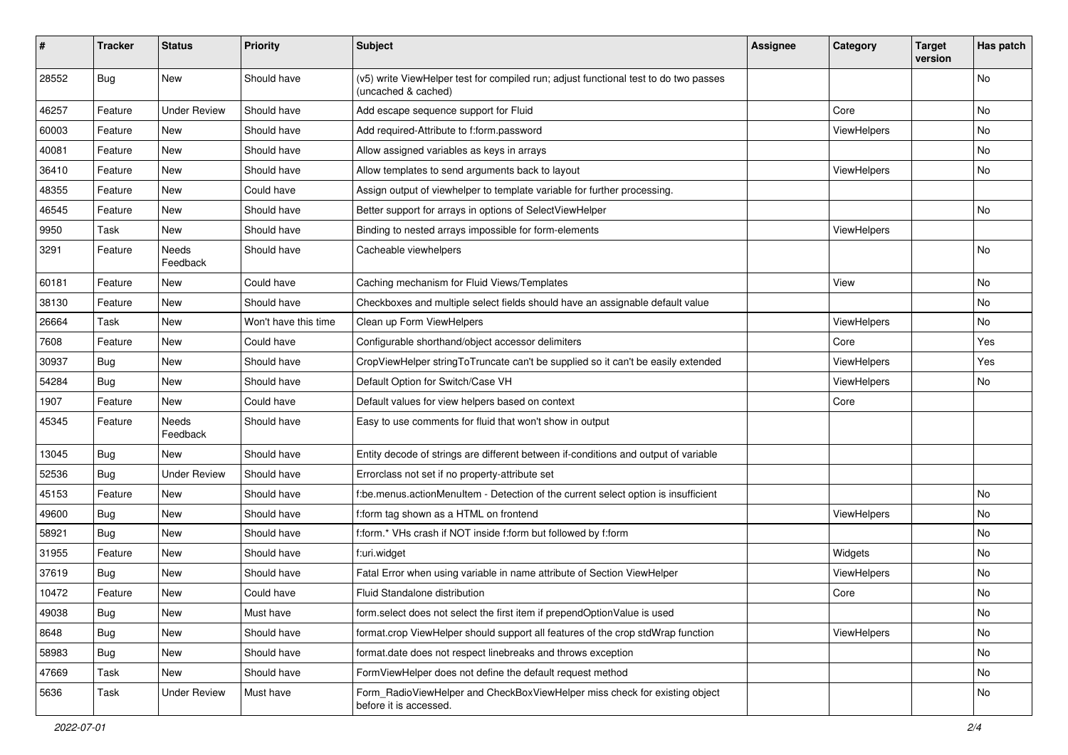| # | Tracker | Status | Priority | Subject | Assignee | Category | Target version | Has patch |
|---|---|---|---|---|---|---|---|---|
| 28552 | Bug | New | Should have | (v5) write ViewHelper test for compiled run; adjust functional test to do two passes (uncached & cached) | | | | No |
| 46257 | Feature | Under Review | Should have | Add escape sequence support for Fluid | | Core | | No |
| 60003 | Feature | New | Should have | Add required-Attribute to f:form.password | | ViewHelpers | | No |
| 40081 | Feature | New | Should have | Allow assigned variables as keys in arrays | | | | No |
| 36410 | Feature | New | Should have | Allow templates to send arguments back to layout | | ViewHelpers | | No |
| 48355 | Feature | New | Could have | Assign output of viewhelper to template variable for further processing. | | | | |
| 46545 | Feature | New | Should have | Better support for arrays in options of SelectViewHelper | | | | No |
| 9950 | Task | New | Should have | Binding to nested arrays impossible for form-elements | | ViewHelpers | | |
| 3291 | Feature | Needs Feedback | Should have | Cacheable viewhelpers | | | | No |
| 60181 | Feature | New | Could have | Caching mechanism for Fluid Views/Templates | | View | | No |
| 38130 | Feature | New | Should have | Checkboxes and multiple select fields should have an assignable default value | | | | No |
| 26664 | Task | New | Won't have this time | Clean up Form ViewHelpers | | ViewHelpers | | No |
| 7608 | Feature | New | Could have | Configurable shorthand/object accessor delimiters | | Core | | Yes |
| 30937 | Bug | New | Should have | CropViewHelper stringToTruncate can't be supplied so it can't be easily extended | | ViewHelpers | | Yes |
| 54284 | Bug | New | Should have | Default Option for Switch/Case VH | | ViewHelpers | | No |
| 1907 | Feature | New | Could have | Default values for view helpers based on context | | Core | | |
| 45345 | Feature | Needs Feedback | Should have | Easy to use comments for fluid that won't show in output | | | | |
| 13045 | Bug | New | Should have | Entity decode of strings are different between if-conditions and output of variable | | | | |
| 52536 | Bug | Under Review | Should have | Errorclass not set if no property-attribute set | | | | |
| 45153 | Feature | New | Should have | f:be.menus.actionMenuItem - Detection of the current select option is insufficient | | | | No |
| 49600 | Bug | New | Should have | f:form tag shown as a HTML on frontend | | ViewHelpers | | No |
| 58921 | Bug | New | Should have | f:form.* VHs crash if NOT inside f:form but followed by f:form | | | | No |
| 31955 | Feature | New | Should have | f:uri.widget | | Widgets | | No |
| 37619 | Bug | New | Should have | Fatal Error when using variable in name attribute of Section ViewHelper | | ViewHelpers | | No |
| 10472 | Feature | New | Could have | Fluid Standalone distribution | | Core | | No |
| 49038 | Bug | New | Must have | form.select does not select the first item if prependOptionValue is used | | | | No |
| 8648 | Bug | New | Should have | format.crop ViewHelper should support all features of the crop stdWrap function | | ViewHelpers | | No |
| 58983 | Bug | New | Should have | format.date does not respect linebreaks and throws exception | | | | No |
| 47669 | Task | New | Should have | FormViewHelper does not define the default request method | | | | No |
| 5636 | Task | Under Review | Must have | Form_RadioViewHelper and CheckBoxViewHelper miss check for existing object before it is accessed. | | | | No |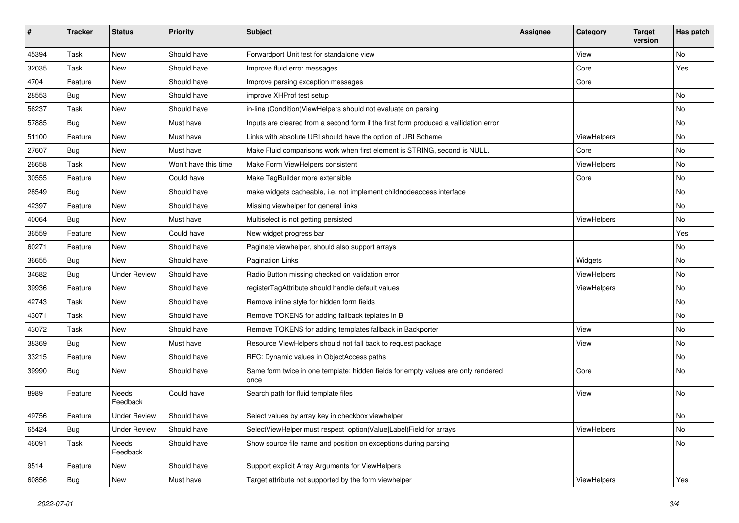| # | Tracker | Status | Priority | Subject | Assignee | Category | Target version | Has patch |
|---|---|---|---|---|---|---|---|---|
| 45394 | Task | New | Should have | Forwardport Unit test for standalone view | | View | | No |
| 32035 | Task | New | Should have | Improve fluid error messages | | Core | | Yes |
| 4704 | Feature | New | Should have | Improve parsing exception messages | | Core | | |
| 28553 | Bug | New | Should have | improve XHProf test setup | | | | No |
| 56237 | Task | New | Should have | in-line (Condition)ViewHelpers should not evaluate on parsing | | | | No |
| 57885 | Bug | New | Must have | Inputs are cleared from a second form if the first form produced a vallidation error | | | | No |
| 51100 | Feature | New | Must have | Links with absolute URI should have the option of URI Scheme | | ViewHelpers | | No |
| 27607 | Bug | New | Must have | Make Fluid comparisons work when first element is STRING, second is NULL. | | Core | | No |
| 26658 | Task | New | Won't have this time | Make Form ViewHelpers consistent | | ViewHelpers | | No |
| 30555 | Feature | New | Could have | Make TagBuilder more extensible | | Core | | No |
| 28549 | Bug | New | Should have | make widgets cacheable, i.e. not implement childnodeaccess interface | | | | No |
| 42397 | Feature | New | Should have | Missing viewhelper for general links | | | | No |
| 40064 | Bug | New | Must have | Multiselect is not getting persisted | | ViewHelpers | | No |
| 36559 | Feature | New | Could have | New widget progress bar | | | | Yes |
| 60271 | Feature | New | Should have | Paginate viewhelper, should also support arrays | | | | No |
| 36655 | Bug | New | Should have | Pagination Links | | Widgets | | No |
| 34682 | Bug | Under Review | Should have | Radio Button missing checked on validation error | | ViewHelpers | | No |
| 39936 | Feature | New | Should have | registerTagAttribute should handle default values | | ViewHelpers | | No |
| 42743 | Task | New | Should have | Remove inline style for hidden form fields | | | | No |
| 43071 | Task | New | Should have | Remove TOKENS for adding fallback teplates in B | | | | No |
| 43072 | Task | New | Should have | Remove TOKENS for adding templates fallback in Backporter | | View | | No |
| 38369 | Bug | New | Must have | Resource ViewHelpers should not fall back to request package | | View | | No |
| 33215 | Feature | New | Should have | RFC: Dynamic values in ObjectAccess paths | | | | No |
| 39990 | Bug | New | Should have | Same form twice in one template: hidden fields for empty values are only rendered once | | Core | | No |
| 8989 | Feature | Needs Feedback | Could have | Search path for fluid template files | | View | | No |
| 49756 | Feature | Under Review | Should have | Select values by array key in checkbox viewhelper | | | | No |
| 65424 | Bug | Under Review | Should have | SelectViewHelper must respect option(Value\|Label)Field for arrays | | ViewHelpers | | No |
| 46091 | Task | Needs Feedback | Should have | Show source file name and position on exceptions during parsing | | | | No |
| 9514 | Feature | New | Should have | Support explicit Array Arguments for ViewHelpers | | | | |
| 60856 | Bug | New | Must have | Target attribute not supported by the form viewhelper | | ViewHelpers | | Yes |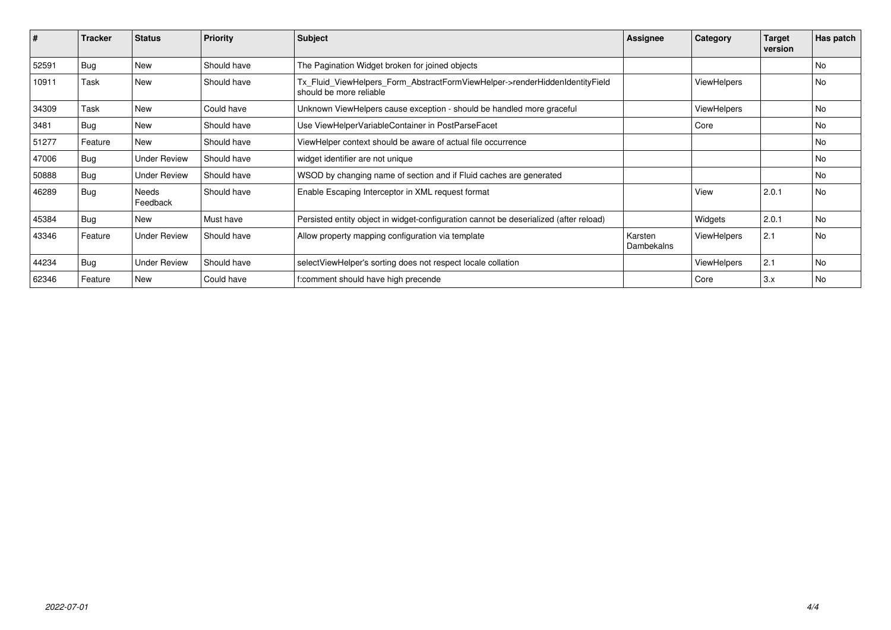| # | Tracker | Status | Priority | Subject | Assignee | Category | Target version | Has patch |
|---|---|---|---|---|---|---|---|---|
| 52591 | Bug | New | Should have | The Pagination Widget broken for joined objects | | | | No |
| 10911 | Task | New | Should have | Tx_Fluid_ViewHelpers_Form_AbstractFormViewHelper->renderHiddenIdentityField should be more reliable | | ViewHelpers | | No |
| 34309 | Task | New | Could have | Unknown ViewHelpers cause exception - should be handled more graceful | | ViewHelpers | | No |
| 3481 | Bug | New | Should have | Use ViewHelperVariableContainer in PostParseFacet | | Core | | No |
| 51277 | Feature | New | Should have | ViewHelper context should be aware of actual file occurrence | | | | No |
| 47006 | Bug | Under Review | Should have | widget identifier are not unique | | | | No |
| 50888 | Bug | Under Review | Should have | WSOD by changing name of section and if Fluid caches are generated | | | | No |
| 46289 | Bug | Needs Feedback | Should have | Enable Escaping Interceptor in XML request format | | View | 2.0.1 | No |
| 45384 | Bug | New | Must have | Persisted entity object in widget-configuration cannot be deserialized (after reload) | | Widgets | 2.0.1 | No |
| 43346 | Feature | Under Review | Should have | Allow property mapping configuration via template | Karsten Dambekalns | ViewHelpers | 2.1 | No |
| 44234 | Bug | Under Review | Should have | selectViewHelper's sorting does not respect locale collation | | ViewHelpers | 2.1 | No |
| 62346 | Feature | New | Could have | f:comment should have high precende | | Core | 3.x | No |

2022-07-01